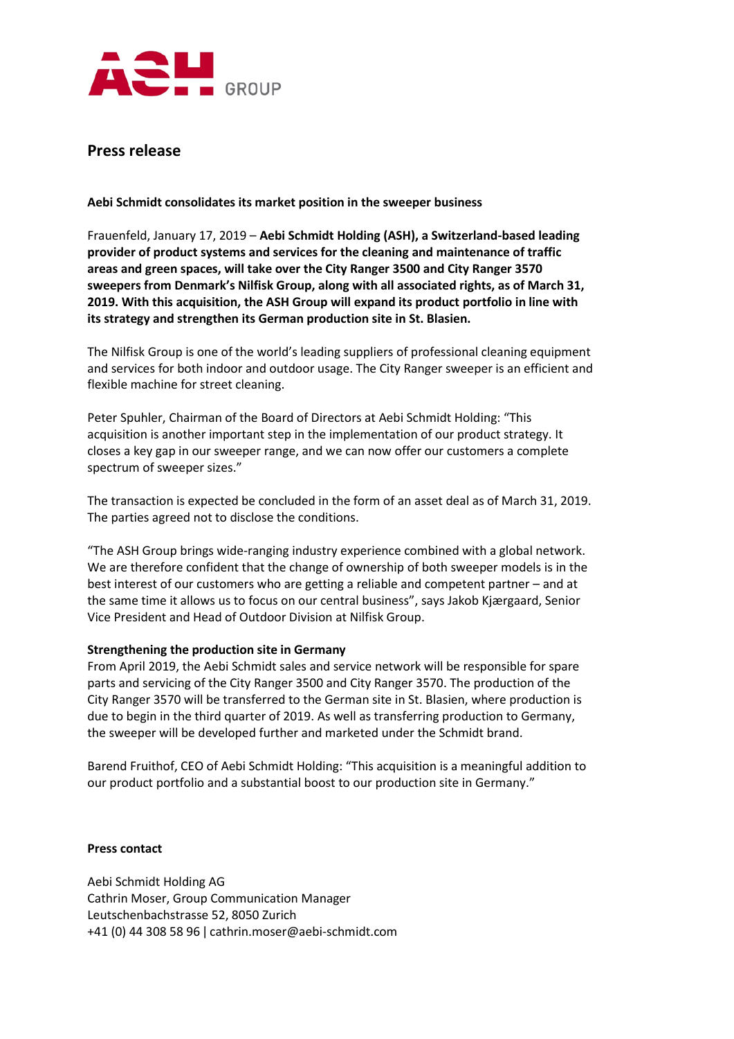ASH GROUP

## Press release

**Aebi Schmidt consolidates its market position in the sweeper business**

Frauenfeld, January 17, 2019 – **Aebi Schmidt Holding (ASH), a Switzerland-based leading provider of product systems and services for the cleaning and maintenance of traffic areas and green spaces, will take over the City Ranger 3500 and City Ranger 3570 sweepers from Denmark's Nilfisk Group, along with all associated rights, as of March 31, 2019. With this acquisition, the ASH Group will expand its product portfolio in line with its strategy and strengthen its German production site in St. Blasien.**

The Nilfisk Group is one of the world's leading suppliers of professional cleaning equipment and services for both indoor and outdoor usage. The City Ranger sweeper is an efficient and flexible machine for street cleaning.

Peter Spuhler, Chairman of the Board of Directors at Aebi Schmidt Holding: "This acquisition is another important step in the implementation of our product strategy. It closes a key gap in our sweeper range, and we can now offer our customers a complete spectrum of sweeper sizes."

The transaction is expected be concluded in the form of an asset deal as of March 31, 2019. The parties agreed not to disclose the conditions.

"The ASH Group brings wide-ranging industry experience combined with a global network. We are therefore confident that the change of ownership of both sweeper models is in the best interest of our customers who are getting a reliable and competent partner – and at the same time it allows us to focus on our central business", says Jakob Kjærgaard, Senior Vice President and Head of Outdoor Division at Nilfisk Group.

**Strengthening the production site in Germany**

From April 2019, the Aebi Schmidt sales and service network will be responsible for spare parts and servicing of the City Ranger 3500 and City Ranger 3570. The production of the City Ranger 3570 will be transferred to the German site in St. Blasien, where production is due to begin in the third quarter of 2019. As well as transferring production to Germany, the sweeper will be developed further and marketed under the Schmidt brand.

Barend Fruithof, CEO of Aebi Schmidt Holding: "This acquisition is a meaningful addition to our product portfolio and a substantial boost to our production site in Germany."

**Press contact**

Aebi Schmidt Holding AG
Cathrin Moser, Group Communication Manager
Leutschenbachstrasse 52, 8050 Zurich
+41 (0) 44 308 58 96 | cathrin.moser@aebi-schmidt.com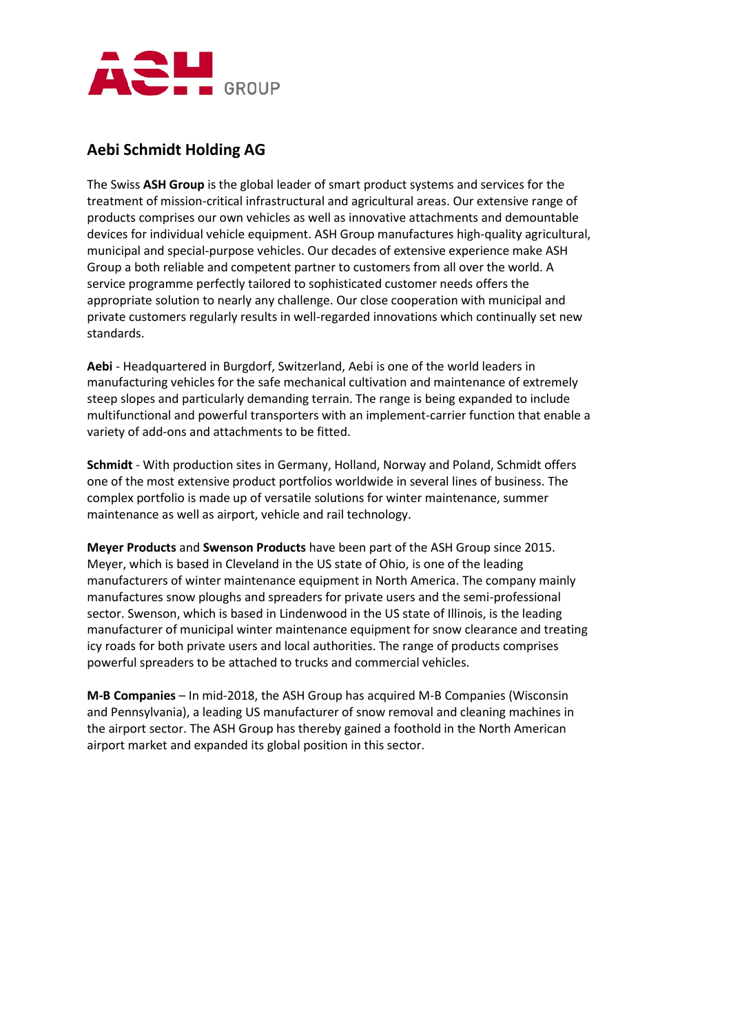## Aebi Schmidt Holding AG

The Swiss **ASH Group** is the global leader of smart product systems and services for the treatment of mission-critical infrastructural and agricultural areas. Our extensive range of products comprises our own vehicles as well as innovative attachments and demountable devices for individual vehicle equipment. ASH Group manufactures high-quality agricultural, municipal and special-purpose vehicles. Our decades of extensive experience make ASH Group a both reliable and competent partner to customers from all over the world. A service programme perfectly tailored to sophisticated customer needs offers the appropriate solution to nearly any challenge. Our close cooperation with municipal and private customers regularly results in well-regarded innovations which continually set new standards.

**Aebi** - Headquartered in Burgdorf, Switzerland, Aebi is one of the world leaders in manufacturing vehicles for the safe mechanical cultivation and maintenance of extremely steep slopes and particularly demanding terrain. The range is being expanded to include multifunctional and powerful transporters with an implement-carrier function that enable a variety of add-ons and attachments to be fitted.

**Schmidt** - With production sites in Germany, Holland, Norway and Poland, Schmidt offers one of the most extensive product portfolios worldwide in several lines of business. The complex portfolio is made up of versatile solutions for winter maintenance, summer maintenance as well as airport, vehicle and rail technology.

**Meyer Products** and **Swenson Products** have been part of the ASH Group since 2015. Meyer, which is based in Cleveland in the US state of Ohio, is one of the leading manufacturers of winter maintenance equipment in North America. The company mainly manufactures snow ploughs and spreaders for private users and the semi-professional sector. Swenson, which is based in Lindenwood in the US state of Illinois, is the leading manufacturer of municipal winter maintenance equipment for snow clearance and treating icy roads for both private users and local authorities. The range of products comprises powerful spreaders to be attached to trucks and commercial vehicles.

**M-B Companies** – In mid-2018, the ASH Group has acquired M-B Companies (Wisconsin and Pennsylvania), a leading US manufacturer of snow removal and cleaning machines in the airport sector. The ASH Group has thereby gained a foothold in the North American airport market and expanded its global position in this sector.